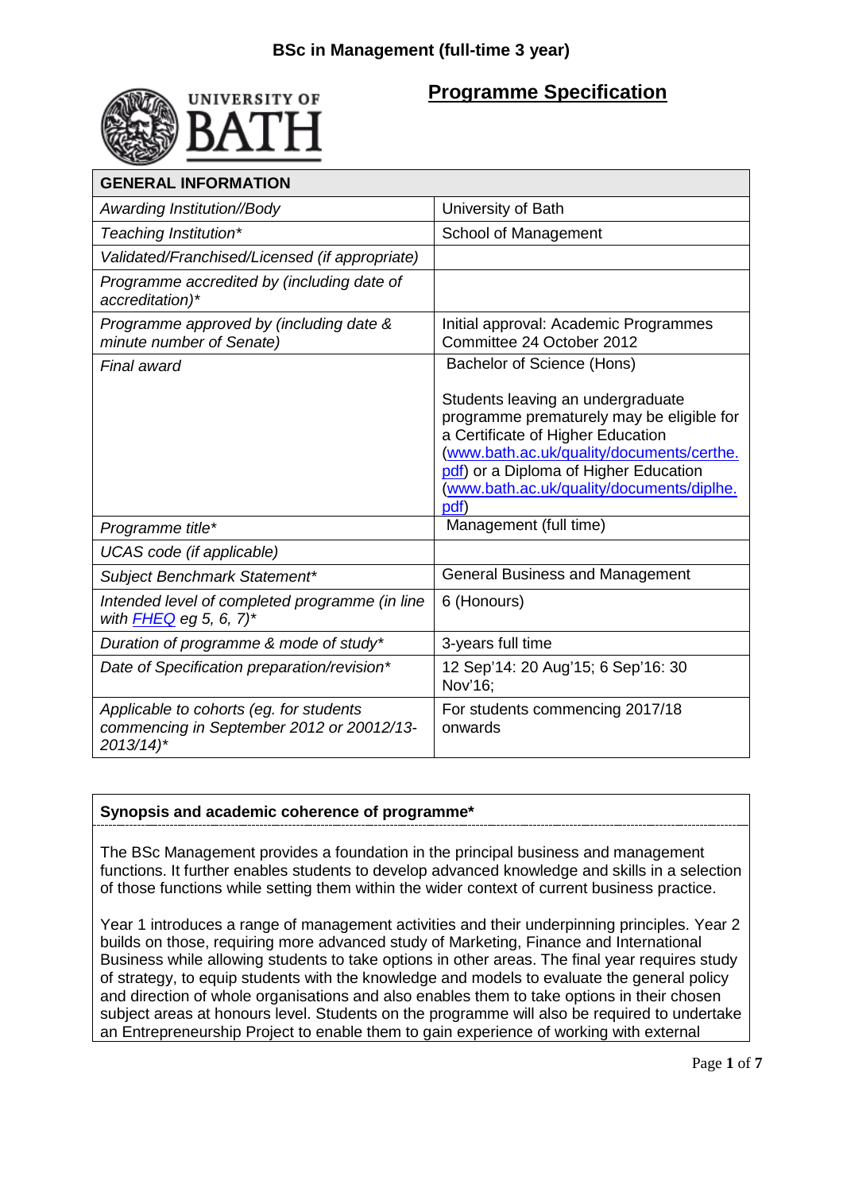# BSc in Management (full-time 3 year)

## Programme Specification

| GENERAL INFORMATION | |
|---|---|
| *Awarding Institution//Body* | University of Bath |
| *Teaching Institution** | School of Management |
| *Validated/Franchised/Licensed (if appropriate)* | |
| *Programme accredited by (including date of accreditation)** | |
| *Programme approved by (including date & minute number of Senate)* | Initial approval: Academic Programmes Committee 24 October 2012 |
| *Final award* | Bachelor of Science (Hons)<br><br>Students leaving an undergraduate programme prematurely may be eligible for a Certificate of Higher Education ([www.bath.ac.uk/quality/documents/certhe.pdf](www.bath.ac.uk/quality/documents/certhe.pdf)) or a Diploma of Higher Education ([www.bath.ac.uk/quality/documents/diplhe.pdf](www.bath.ac.uk/quality/documents/diplhe.pdf)) |
| *Programme title** | Management (full time) |
| *UCAS code (if applicable)* | |
| *Subject Benchmark Statement** | General Business and Management |
| *Intended level of completed programme (in line with FHEQ eg 5, 6, 7)** | 6 (Honours) |
| *Duration of programme & mode of study** | 3-years full time |
| *Date of Specification preparation/revision** | 12 Sep'14: 20 Aug'15; 6 Sep'16: 30 Nov'16; |
| *Applicable to cohorts (eg. for students commencing in September 2012 or 20012/13-2013/14)** | For students commencing 2017/18 onwards |

**Synopsis and academic coherence of programme***

The BSc Management provides a foundation in the principal business and management functions. It further enables students to develop advanced knowledge and skills in a selection of those functions while setting them within the wider context of current business practice.

Year 1 introduces a range of management activities and their underpinning principles. Year 2 builds on those, requiring more advanced study of Marketing, Finance and International Business while allowing students to take options in other areas. The final year requires study of strategy, to equip students with the knowledge and models to evaluate the general policy and direction of whole organisations and also enables them to take options in their chosen subject areas at honours level. Students on the programme will also be required to undertake an Entrepreneurship Project to enable them to gain experience of working with external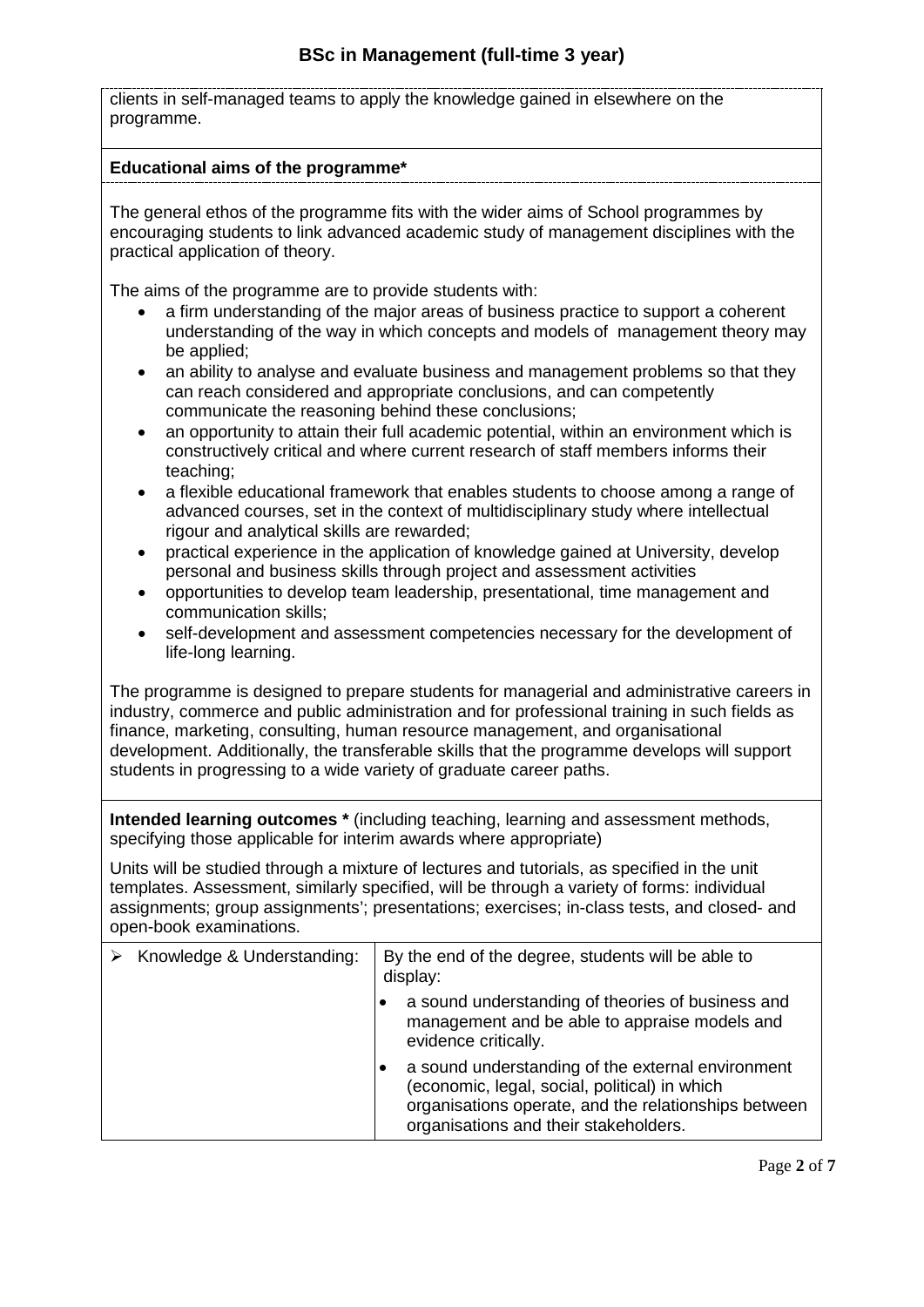clients in self-managed teams to apply the knowledge gained in elsewhere on the programme.

**Educational aims of the programme***

The general ethos of the programme fits with the wider aims of School programmes by encouraging students to link advanced academic study of management disciplines with the practical application of theory.

The aims of the programme are to provide students with:

- a firm understanding of the major areas of business practice to support a coherent understanding of the way in which concepts and models of management theory may be applied;
- an ability to analyse and evaluate business and management problems so that they can reach considered and appropriate conclusions, and can competently communicate the reasoning behind these conclusions;
- an opportunity to attain their full academic potential, within an environment which is constructively critical and where current research of staff members informs their teaching;
- a flexible educational framework that enables students to choose among a range of advanced courses, set in the context of multidisciplinary study where intellectual rigour and analytical skills are rewarded;
- practical experience in the application of knowledge gained at University, develop personal and business skills through project and assessment activities
- opportunities to develop team leadership, presentational, time management and communication skills;
- self-development and assessment competencies necessary for the development of life-long learning.

The programme is designed to prepare students for managerial and administrative careers in industry, commerce and public administration and for professional training in such fields as finance, marketing, consulting, human resource management, and organisational development. Additionally, the transferable skills that the programme develops will support students in progressing to a wide variety of graduate career paths.

**Intended learning outcomes *** (including teaching, learning and assessment methods, specifying those applicable for interim awards where appropriate)

Units will be studied through a mixture of lectures and tutorials, as specified in the unit templates. Assessment, similarly specified, will be through a variety of forms: individual assignments; group assignments'; presentations; exercises; in-class tests, and closed- and open-book examinations.

| | |
|---|---|
| ➢ Knowledge & Understanding: | By the end of the degree, students will be able to display:<br>• a sound understanding of theories of business and management and be able to appraise models and evidence critically.<br>• a sound understanding of the external environment (economic, legal, social, political) in which organisations operate, and the relationships between organisations and their stakeholders. |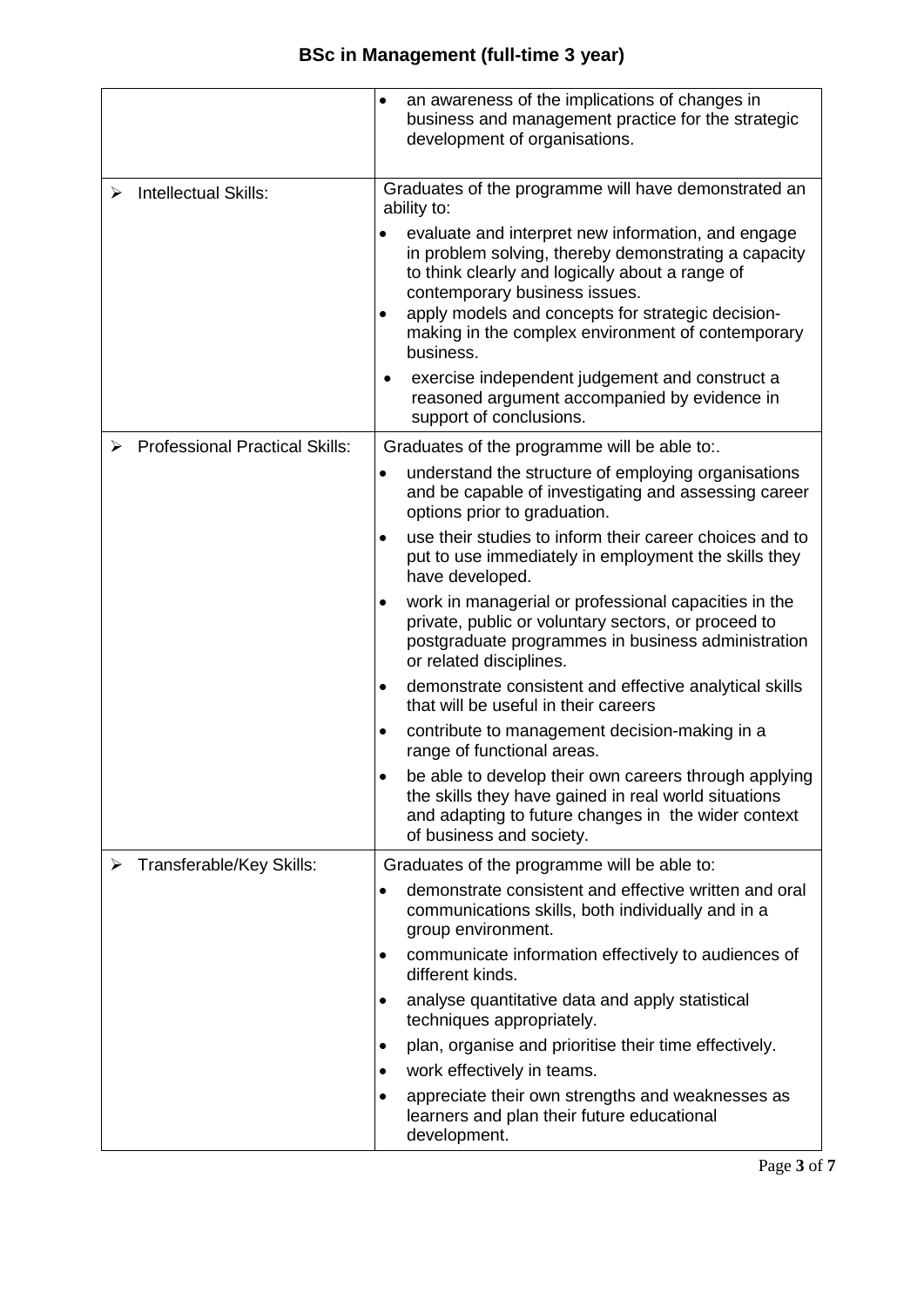# BSc in Management (full-time 3 year)

| | |
|---|---|
| | • an awareness of the implications of changes in business and management practice for the strategic development of organisations. |
| ➢ Intellectual Skills: | Graduates of the programme will have demonstrated an ability to:<br>• evaluate and interpret new information, and engage in problem solving, thereby demonstrating a capacity to think clearly and logically about a range of contemporary business issues.<br>• apply models and concepts for strategic decision-making in the complex environment of contemporary business.<br>• exercise independent judgement and construct a reasoned argument accompanied by evidence in support of conclusions. |
| ➢ Professional Practical Skills: | Graduates of the programme will be able to:.<br>• understand the structure of employing organisations and be capable of investigating and assessing career options prior to graduation.<br>• use their studies to inform their career choices and to put to use immediately in employment the skills they have developed.<br>• work in managerial or professional capacities in the private, public or voluntary sectors, or proceed to postgraduate programmes in business administration or related disciplines.<br>• demonstrate consistent and effective analytical skills that will be useful in their careers<br>• contribute to management decision-making in a range of functional areas.<br>• be able to develop their own careers through applying the skills they have gained in real world situations and adapting to future changes in the wider context of business and society. |
| ➢ Transferable/Key Skills: | Graduates of the programme will be able to:<br>• demonstrate consistent and effective written and oral communications skills, both individually and in a group environment.<br>• communicate information effectively to audiences of different kinds.<br>• analyse quantitative data and apply statistical techniques appropriately.<br>• plan, organise and prioritise their time effectively.<br>• work effectively in teams.<br>• appreciate their own strengths and weaknesses as learners and plan their future educational development. |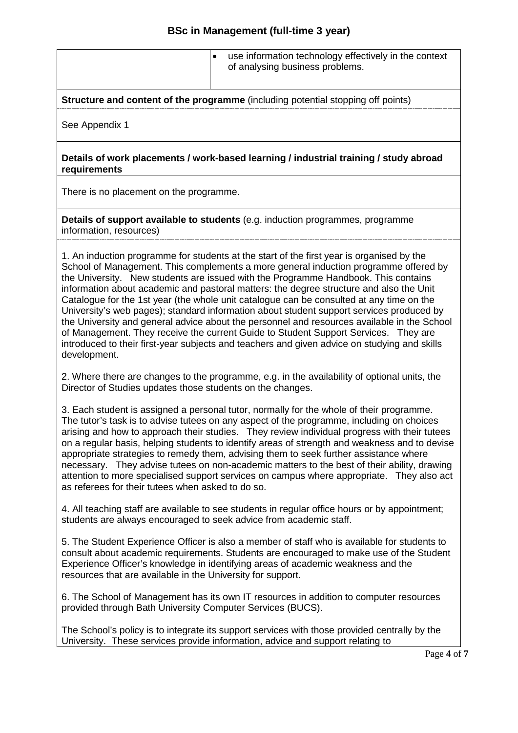| | • use information technology effectively in the context of analysing business problems. |
|---|---|

**Structure and content of the programme** (including potential stopping off points)

See Appendix 1

**Details of work placements / work-based learning / industrial training / study abroad requirements**

There is no placement on the programme.

**Details of support available to students** (e.g. induction programmes, programme information, resources)

1. An induction programme for students at the start of the first year is organised by the School of Management. This complements a more general induction programme offered by the University. New students are issued with the Programme Handbook. This contains information about academic and pastoral matters: the degree structure and also the Unit Catalogue for the 1st year (the whole unit catalogue can be consulted at any time on the University's web pages); standard information about student support services produced by the University and general advice about the personnel and resources available in the School of Management. They receive the current Guide to Student Support Services. They are introduced to their first-year subjects and teachers and given advice on studying and skills development.

2. Where there are changes to the programme, e.g. in the availability of optional units, the Director of Studies updates those students on the changes.

3. Each student is assigned a personal tutor, normally for the whole of their programme. The tutor's task is to advise tutees on any aspect of the programme, including on choices arising and how to approach their studies. They review individual progress with their tutees on a regular basis, helping students to identify areas of strength and weakness and to devise appropriate strategies to remedy them, advising them to seek further assistance where necessary. They advise tutees on non-academic matters to the best of their ability, drawing attention to more specialised support services on campus where appropriate. They also act as referees for their tutees when asked to do so.

4. All teaching staff are available to see students in regular office hours or by appointment; students are always encouraged to seek advice from academic staff.

5. The Student Experience Officer is also a member of staff who is available for students to consult about academic requirements. Students are encouraged to make use of the Student Experience Officer's knowledge in identifying areas of academic weakness and the resources that are available in the University for support.

6. The School of Management has its own IT resources in addition to computer resources provided through Bath University Computer Services (BUCS).

The School's policy is to integrate its support services with those provided centrally by the University. These services provide information, advice and support relating to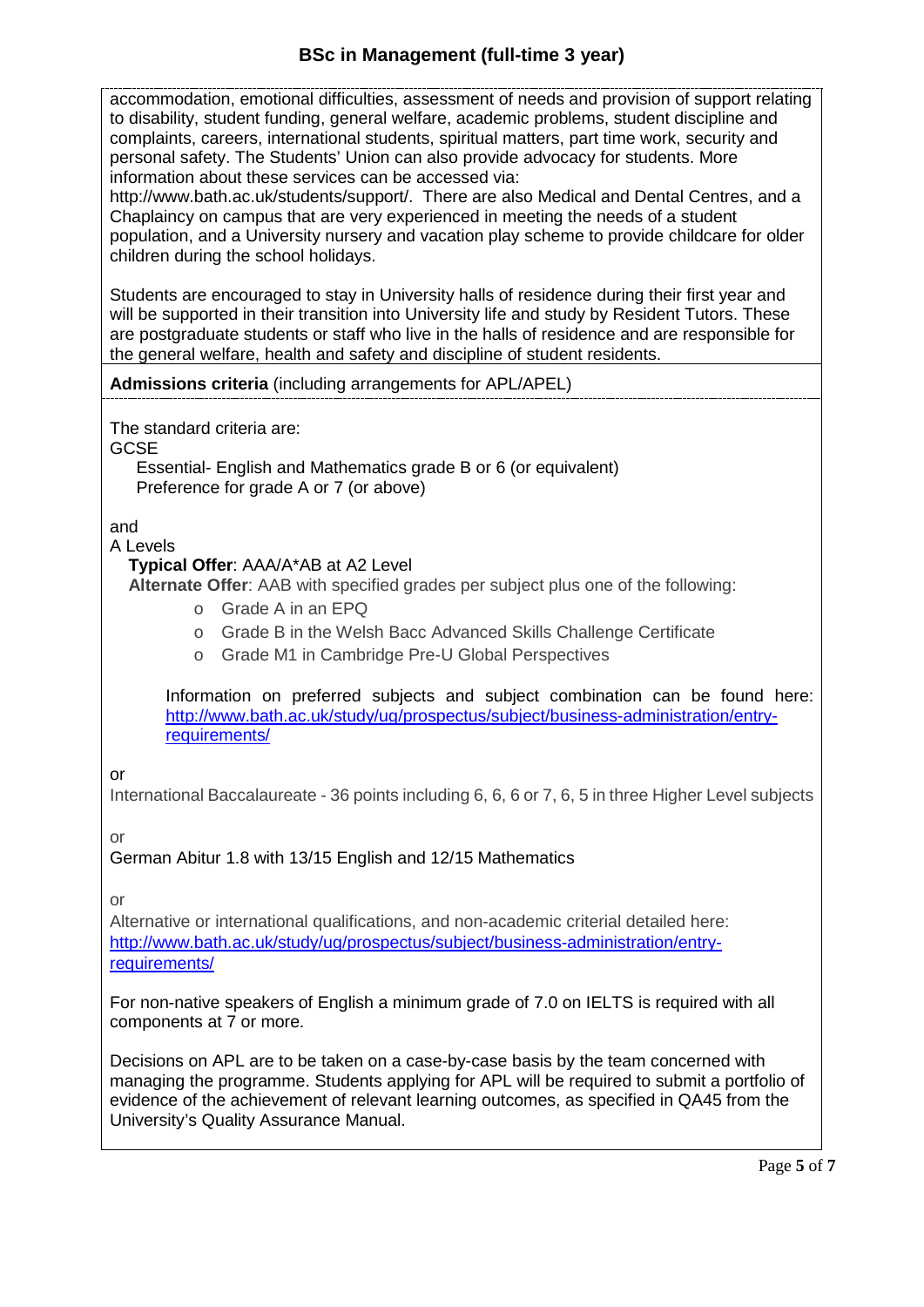accommodation, emotional difficulties, assessment of needs and provision of support relating to disability, student funding, general welfare, academic problems, student discipline and complaints, careers, international students, spiritual matters, part time work, security and personal safety. The Students' Union can also provide advocacy for students. More information about these services can be accessed via: http://www.bath.ac.uk/students/support/. There are also Medical and Dental Centres, and a Chaplaincy on campus that are very experienced in meeting the needs of a student population, and a University nursery and vacation play scheme to provide childcare for older children during the school holidays.

Students are encouraged to stay in University halls of residence during their first year and will be supported in their transition into University life and study by Resident Tutors. These are postgraduate students or staff who live in the halls of residence and are responsible for the general welfare, health and safety and discipline of student residents.

**Admissions criteria** (including arrangements for APL/APEL)

The standard criteria are:

GCSE

Essential- English and Mathematics grade B or 6 (or equivalent)
Preference for grade A or 7 (or above)

and

A Levels

**Typical Offer**: AAA/A*AB at A2 Level

**Alternate Offer**: AAB with specified grades per subject plus one of the following:

- Grade A in an EPQ
- Grade B in the Welsh Bacc Advanced Skills Challenge Certificate
- Grade M1 in Cambridge Pre-U Global Perspectives

Information on preferred subjects and subject combination can be found here: [http://www.bath.ac.uk/study/ug/prospectus/subject/business-administration/entry-requirements/](http://www.bath.ac.uk/study/ug/prospectus/subject/business-administration/entry-requirements/)

or

International Baccalaureate - 36 points including 6, 6, 6 or 7, 6, 5 in three Higher Level subjects

or

German Abitur 1.8 with 13/15 English and 12/15 Mathematics

or

Alternative or international qualifications, and non-academic criterial detailed here: [http://www.bath.ac.uk/study/ug/prospectus/subject/business-administration/entry-requirements/](http://www.bath.ac.uk/study/ug/prospectus/subject/business-administration/entry-requirements/)

For non-native speakers of English a minimum grade of 7.0 on IELTS is required with all components at 7 or more.

Decisions on APL are to be taken on a case-by-case basis by the team concerned with managing the programme. Students applying for APL will be required to submit a portfolio of evidence of the achievement of relevant learning outcomes, as specified in QA45 from the University's Quality Assurance Manual.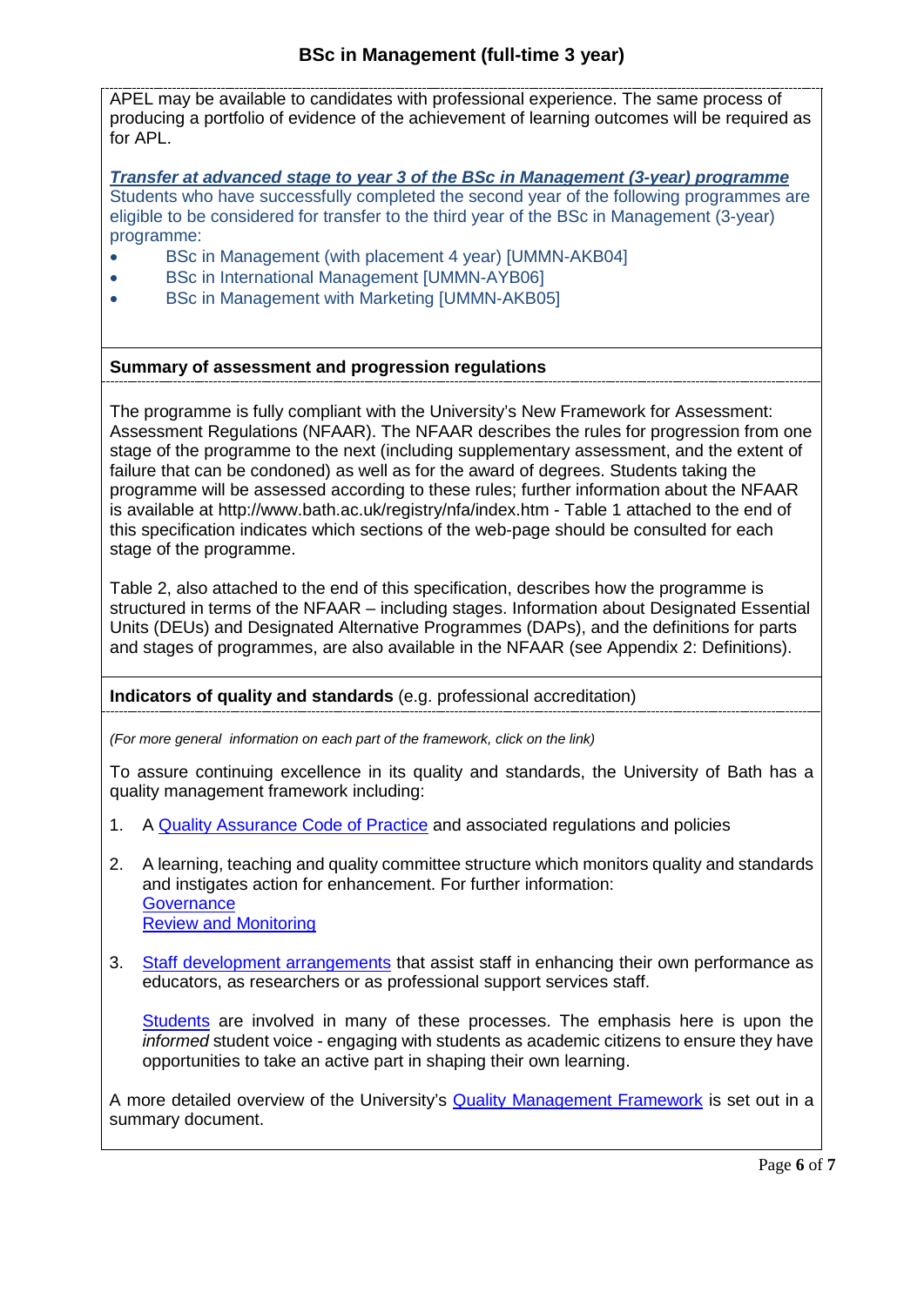APEL may be available to candidates with professional experience. The same process of producing a portfolio of evidence of the achievement of learning outcomes will be required as for APL.

***Transfer at advanced stage to year 3 of the BSc in Management (3-year) programme***

Students who have successfully completed the second year of the following programmes are eligible to be considered for transfer to the third year of the BSc in Management (3-year) programme:

- BSc in Management (with placement 4 year) [UMMN-AKB04]
- BSc in International Management [UMMN-AYB06]
- BSc in Management with Marketing [UMMN-AKB05]

**Summary of assessment and progression regulations**

The programme is fully compliant with the University's New Framework for Assessment: Assessment Regulations (NFAAR). The NFAAR describes the rules for progression from one stage of the programme to the next (including supplementary assessment, and the extent of failure that can be condoned) as well as for the award of degrees. Students taking the programme will be assessed according to these rules; further information about the NFAAR is available at http://www.bath.ac.uk/registry/nfa/index.htm - Table 1 attached to the end of this specification indicates which sections of the web-page should be consulted for each stage of the programme.

Table 2, also attached to the end of this specification, describes how the programme is structured in terms of the NFAAR – including stages. Information about Designated Essential Units (DEUs) and Designated Alternative Programmes (DAPs), and the definitions for parts and stages of programmes, are also available in the NFAAR (see Appendix 2: Definitions).

**Indicators of quality and standards** (e.g. professional accreditation)

*(For more general information on each part of the framework, click on the link)*

To assure continuing excellence in its quality and standards, the University of Bath has a quality management framework including:

1. A Quality Assurance Code of Practice and associated regulations and policies

2. A learning, teaching and quality committee structure which monitors quality and standards and instigates action for enhancement. For further information:
   Governance
   Review and Monitoring

3. Staff development arrangements that assist staff in enhancing their own performance as educators, as researchers or as professional support services staff.

   Students are involved in many of these processes. The emphasis here is upon the *informed* student voice - engaging with students as academic citizens to ensure they have opportunities to take an active part in shaping their own learning.

A more detailed overview of the University's Quality Management Framework is set out in a summary document.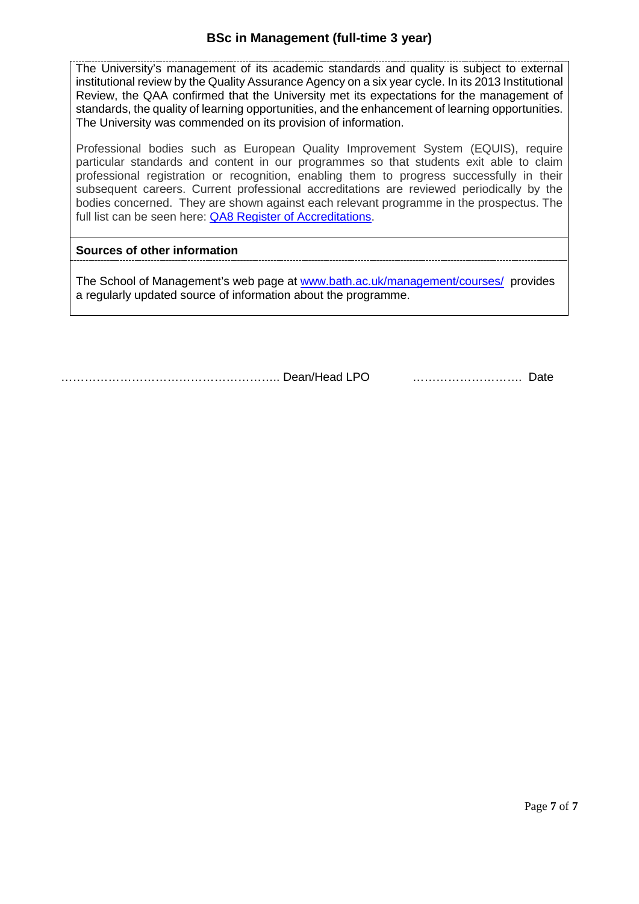The University's management of its academic standards and quality is subject to external institutional review by the Quality Assurance Agency on a six year cycle. In its 2013 Institutional Review, the QAA confirmed that the University met its expectations for the management of standards, the quality of learning opportunities, and the enhancement of learning opportunities. The University was commended on its provision of information.

Professional bodies such as European Quality Improvement System (EQUIS), require particular standards and content in our programmes so that students exit able to claim professional registration or recognition, enabling them to progress successfully in their subsequent careers. Current professional accreditations are reviewed periodically by the bodies concerned. They are shown against each relevant programme in the prospectus. The full list can be seen here: QA8 Register of Accreditations.

**Sources of other information**

The School of Management's web page at www.bath.ac.uk/management/courses/ provides a regularly updated source of information about the programme.

……………………………………………….. Dean/Head LPO ………………………. Date